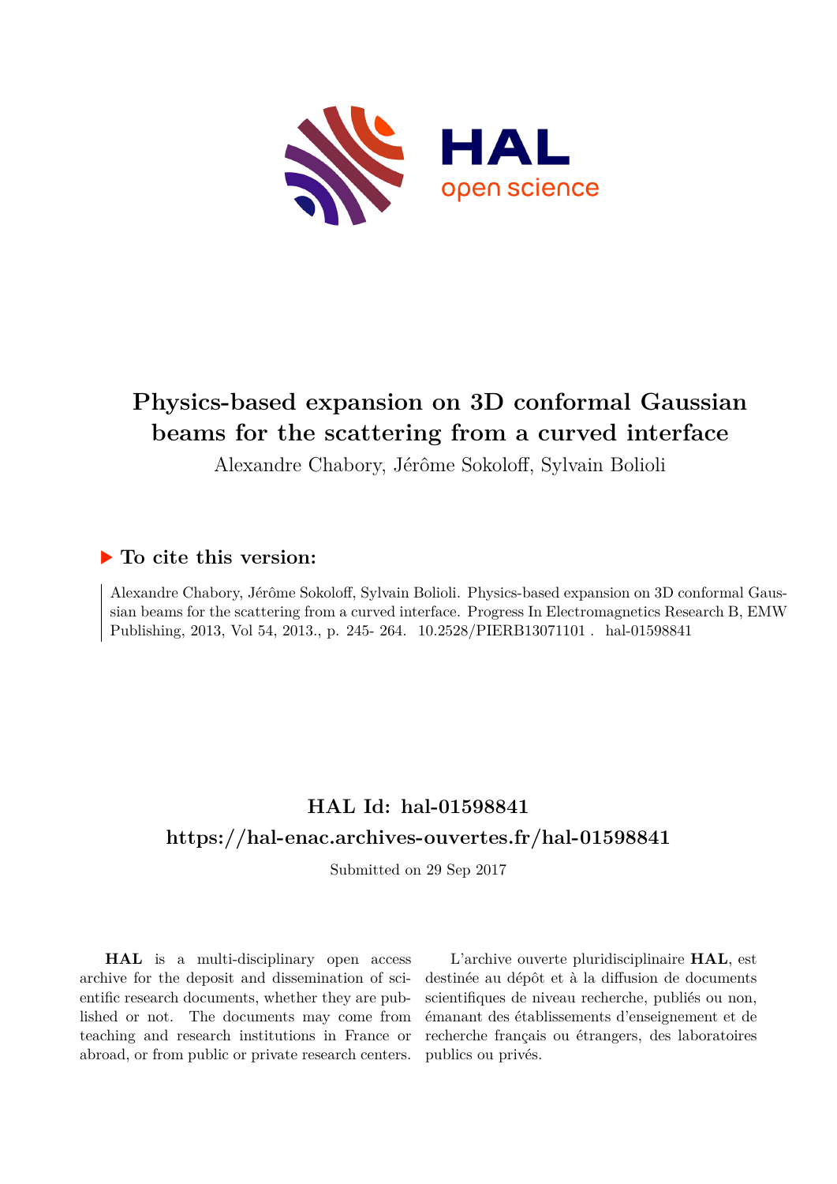# Physics-based expansion on 3D conformal Gaussian beams for the scattering from a curved interface

Alexandre Chabory, Jérôme Sokoloff, Sylvain Bolioli

## ▶ To cite this version:

Alexandre Chabory, Jérôme Sokoloff, Sylvain Bolioli. Physics-based expansion on 3D conformal Gaussian beams for the scattering from a curved interface. Progress In Electromagnetics Research B, EMW Publishing, 2013, Vol 54, 2013., p. 245- 264. 10.2528/PIERB13071101 . hal-01598841

## HAL Id: hal-01598841

## https://hal-enac.archives-ouvertes.fr/hal-01598841

Submitted on 29 Sep 2017

**HAL** is a multi-disciplinary open access archive for the deposit and dissemination of scientific research documents, whether they are published or not. The documents may come from teaching and research institutions in France or abroad, or from public or private research centers.

L'archive ouverte pluridisciplinaire **HAL**, est destinée au dépôt et à la diffusion de documents scientifiques de niveau recherche, publiés ou non, émanant des établissements d'enseignement et de recherche français ou étrangers, des laboratoires publics ou privés.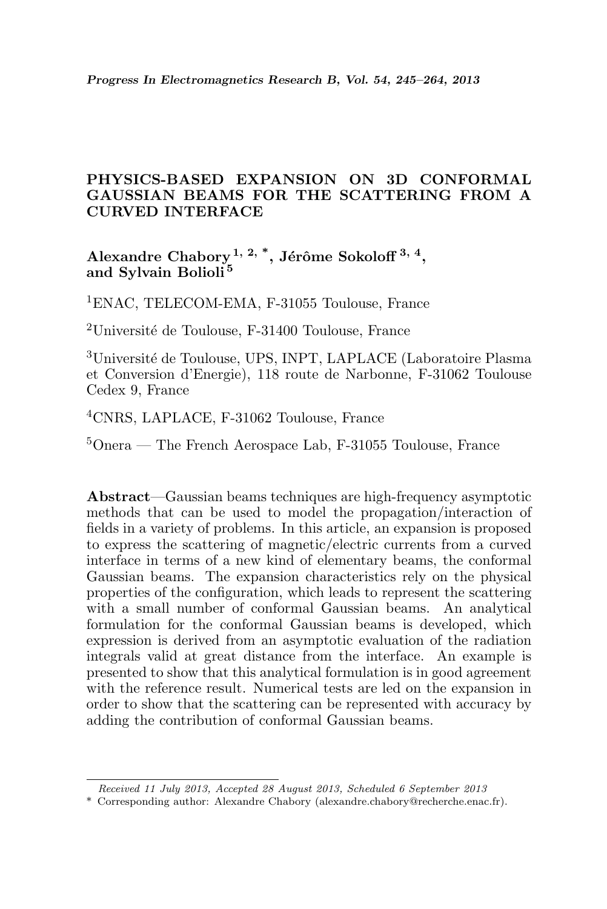# PHYSICS-BASED EXPANSION ON 3D CONFORMAL GAUSSIAN BEAMS FOR THE SCATTERING FROM A CURVED INTERFACE

**Alexandre Chabory** [1, 2, *], **Jérôme Sokoloff** [3, 4], **and Sylvain Bolioli** [5]

[1]ENAC, TELECOM-EMA, F-31055 Toulouse, France

[2]Université de Toulouse, F-31400 Toulouse, France

[3]Université de Toulouse, UPS, INPT, LAPLACE (Laboratoire Plasma et Conversion d'Energie), 118 route de Narbonne, F-31062 Toulouse Cedex 9, France

[4]CNRS, LAPLACE, F-31062 Toulouse, France

[5]Onera — The French Aerospace Lab, F-31055 Toulouse, France

**Abstract**—Gaussian beams techniques are high-frequency asymptotic methods that can be used to model the propagation/interaction of fields in a variety of problems. In this article, an expansion is proposed to express the scattering of magnetic/electric currents from a curved interface in terms of a new kind of elementary beams, the conformal Gaussian beams. The expansion characteristics rely on the physical properties of the configuration, which leads to represent the scattering with a small number of conformal Gaussian beams. An analytical formulation for the conformal Gaussian beams is developed, which expression is derived from an asymptotic evaluation of the radiation integrals valid at great distance from the interface. An example is presented to show that this analytical formulation is in good agreement with the reference result. Numerical tests are led on the expansion in order to show that the scattering can be represented with accuracy by adding the contribution of conformal Gaussian beams.

---

*Received 11 July 2013, Accepted 28 August 2013, Scheduled 6 September 2013*

\* Corresponding author: Alexandre Chabory (alexandre.chabory@recherche.enac.fr).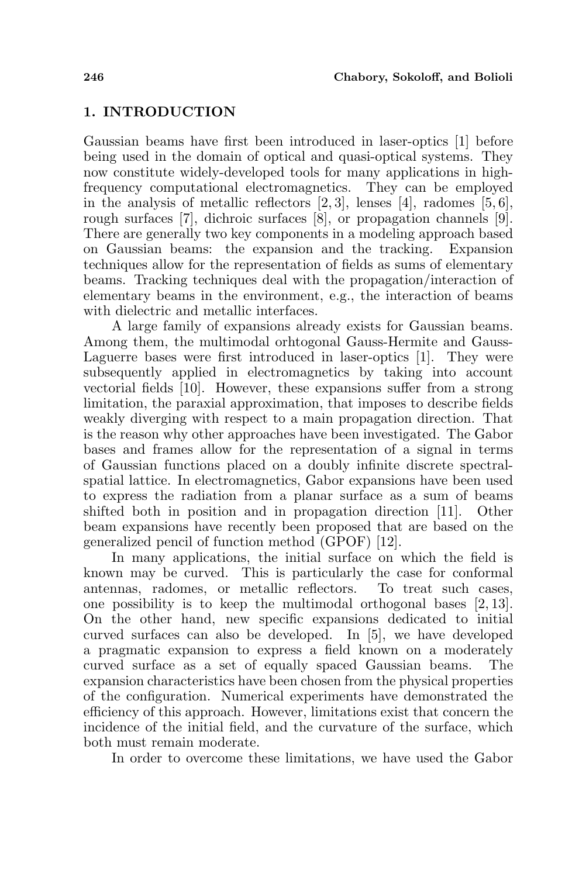## 1. INTRODUCTION

Gaussian beams have first been introduced in laser-optics [1] before being used in the domain of optical and quasi-optical systems. They now constitute widely-developed tools for many applications in high-frequency computational electromagnetics. They can be employed in the analysis of metallic reflectors [2, 3], lenses [4], radomes [5, 6], rough surfaces [7], dichroic surfaces [8], or propagation channels [9]. There are generally two key components in a modeling approach based on Gaussian beams: the expansion and the tracking. Expansion techniques allow for the representation of fields as sums of elementary beams. Tracking techniques deal with the propagation/interaction of elementary beams in the environment, e.g., the interaction of beams with dielectric and metallic interfaces.

A large family of expansions already exists for Gaussian beams. Among them, the multimodal orhtogonal Gauss-Hermite and Gauss-Laguerre bases were first introduced in laser-optics [1]. They were subsequently applied in electromagnetics by taking into account vectorial fields [10]. However, these expansions suffer from a strong limitation, the paraxial approximation, that imposes to describe fields weakly diverging with respect to a main propagation direction. That is the reason why other approaches have been investigated. The Gabor bases and frames allow for the representation of a signal in terms of Gaussian functions placed on a doubly infinite discrete spectral-spatial lattice. In electromagnetics, Gabor expansions have been used to express the radiation from a planar surface as a sum of beams shifted both in position and in propagation direction [11]. Other beam expansions have recently been proposed that are based on the generalized pencil of function method (GPOF) [12].

In many applications, the initial surface on which the field is known may be curved. This is particularly the case for conformal antennas, radomes, or metallic reflectors. To treat such cases, one possibility is to keep the multimodal orthogonal bases [2, 13]. On the other hand, new specific expansions dedicated to initial curved surfaces can also be developed. In [5], we have developed a pragmatic expansion to express a field known on a moderately curved surface as a set of equally spaced Gaussian beams. The expansion characteristics have been chosen from the physical properties of the configuration. Numerical experiments have demonstrated the efficiency of this approach. However, limitations exist that concern the incidence of the initial field, and the curvature of the surface, which both must remain moderate.

In order to overcome these limitations, we have used the Gabor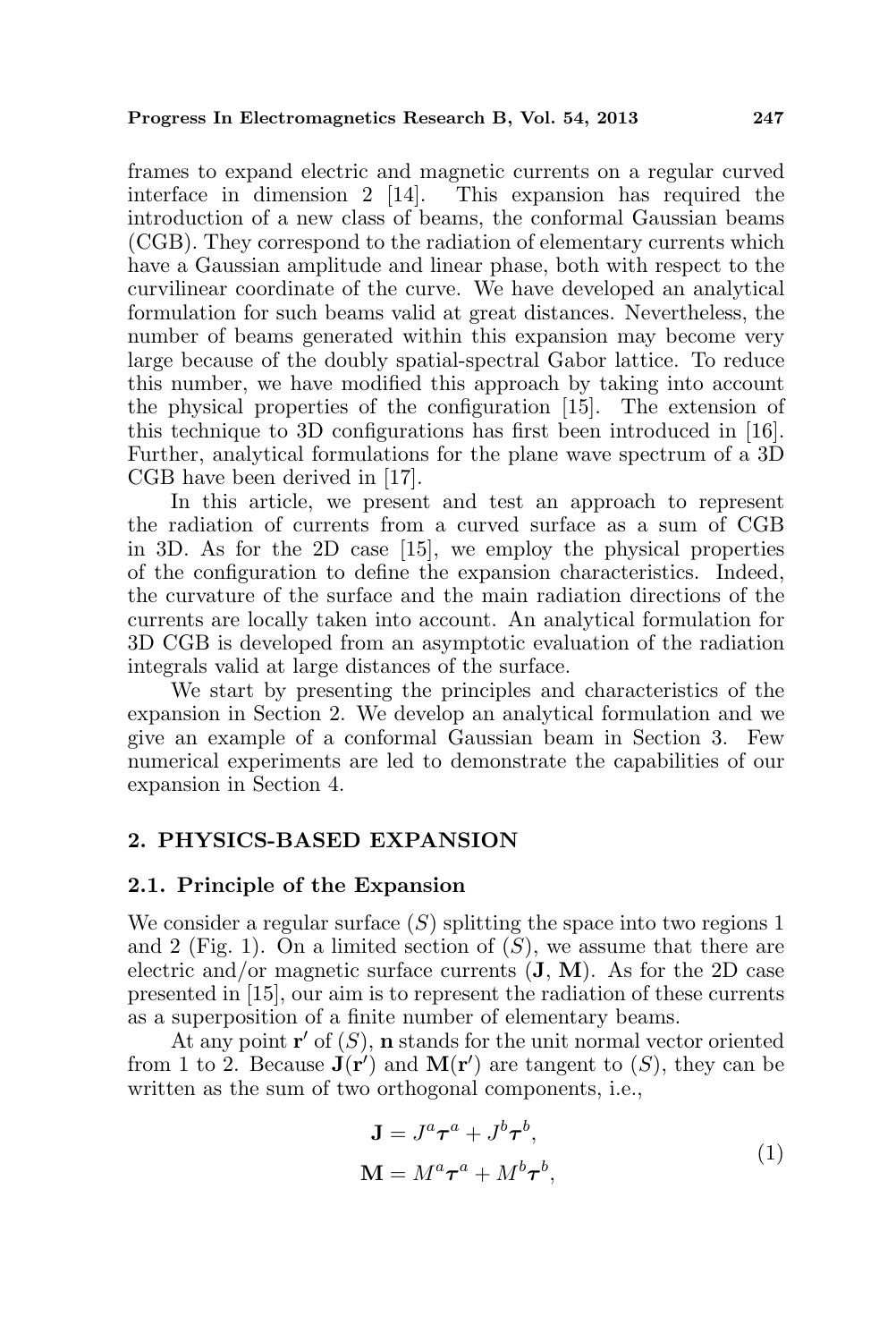frames to expand electric and magnetic currents on a regular curved interface in dimension 2 [14]. This expansion has required the introduction of a new class of beams, the conformal Gaussian beams (CGB). They correspond to the radiation of elementary currents which have a Gaussian amplitude and linear phase, both with respect to the curvilinear coordinate of the curve. We have developed an analytical formulation for such beams valid at great distances. Nevertheless, the number of beams generated within this expansion may become very large because of the doubly spatial-spectral Gabor lattice. To reduce this number, we have modified this approach by taking into account the physical properties of the configuration [15]. The extension of this technique to 3D configurations has first been introduced in [16]. Further, analytical formulations for the plane wave spectrum of a 3D CGB have been derived in [17].

In this article, we present and test an approach to represent the radiation of currents from a curved surface as a sum of CGB in 3D. As for the 2D case [15], we employ the physical properties of the configuration to define the expansion characteristics. Indeed, the curvature of the surface and the main radiation directions of the currents are locally taken into account. An analytical formulation for 3D CGB is developed from an asymptotic evaluation of the radiation integrals valid at large distances of the surface.

We start by presenting the principles and characteristics of the expansion in Section 2. We develop an analytical formulation and we give an example of a conformal Gaussian beam in Section 3. Few numerical experiments are led to demonstrate the capabilities of our expansion in Section 4.

## 2. PHYSICS-BASED EXPANSION

### 2.1. Principle of the Expansion

We consider a regular surface $(S)$ splitting the space into two regions 1 and 2 (Fig. 1). On a limited section of $(S)$, we assume that there are electric and/or magnetic surface currents $(\mathbf{J}, \mathbf{M})$. As for the 2D case presented in [15], our aim is to represent the radiation of these currents as a superposition of a finite number of elementary beams.

At any point $\mathbf{r}'$ of $(S)$, $\mathbf{n}$ stands for the unit normal vector oriented from 1 to 2. Because $\mathbf{J}(\mathbf{r}')$ and $\mathbf{M}(\mathbf{r}')$ are tangent to $(S)$, they can be written as the sum of two orthogonal components, i.e.,

$$\begin{aligned}
\mathbf{J} &= J^a \boldsymbol{\tau}^a + J^b \boldsymbol{\tau}^b, \\
\mathbf{M} &= M^a \boldsymbol{\tau}^a + M^b \boldsymbol{\tau}^b,
\end{aligned} \tag{1}$$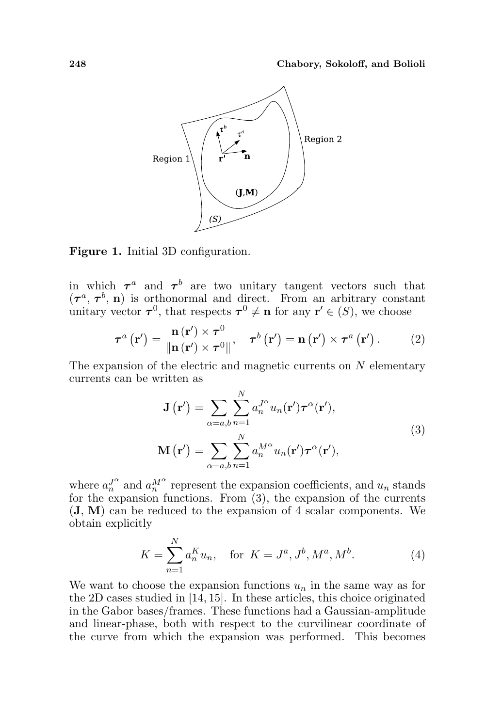**Figure 1.** Initial 3D configuration.

in which $\boldsymbol{\tau}^a$ and $\boldsymbol{\tau}^b$ are two unitary tangent vectors such that $(\boldsymbol{\tau}^a, \boldsymbol{\tau}^b, \mathbf{n})$ is orthonormal and direct. From an arbitrary constant unitary vector $\boldsymbol{\tau}^0$, that respects $\boldsymbol{\tau}^0 \neq \mathbf{n}$ for any $\mathbf{r}' \in (S)$, we choose

$$\boldsymbol{\tau}^a\left(\mathbf{r}'\right) = \frac{\mathbf{n}\left(\mathbf{r}'\right) \times \boldsymbol{\tau}^0}{\left\|\mathbf{n}\left(\mathbf{r}'\right) \times \boldsymbol{\tau}^0\right\|}, \quad \boldsymbol{\tau}^b\left(\mathbf{r}'\right) = \mathbf{n}\left(\mathbf{r}'\right) \times \boldsymbol{\tau}^a\left(\mathbf{r}'\right). \tag{2}$$

The expansion of the electric and magnetic currents on $N$ elementary currents can be written as

$$\begin{aligned}
\mathbf{J}\left(\mathbf{r}'\right) &= \sum_{\alpha=a,b} \sum_{n=1}^{N} a_n^{J^\alpha} u_n(\mathbf{r}') \boldsymbol{\tau}^\alpha(\mathbf{r}'), \\
\mathbf{M}\left(\mathbf{r}'\right) &= \sum_{\alpha=a,b} \sum_{n=1}^{N} a_n^{M^\alpha} u_n(\mathbf{r}') \boldsymbol{\tau}^\alpha(\mathbf{r}'),
\end{aligned} \tag{3}$$

where $a_n^{J^\alpha}$ and $a_n^{M^\alpha}$ represent the expansion coefficients, and $u_n$ stands for the expansion functions. From (3), the expansion of the currents $(\mathbf{J}, \mathbf{M})$ can be reduced to the expansion of 4 scalar components. We obtain explicitly

$$K = \sum_{n=1}^{N} a_n^K u_n, \quad \text{for } K = J^a, J^b, M^a, M^b. \tag{4}$$

We want to choose the expansion functions $u_n$ in the same way as for the 2D cases studied in [14, 15]. In these articles, this choice originated in the Gabor bases/frames. These functions had a Gaussian-amplitude and linear-phase, both with respect to the curvilinear coordinate of the curve from which the expansion was performed. This becomes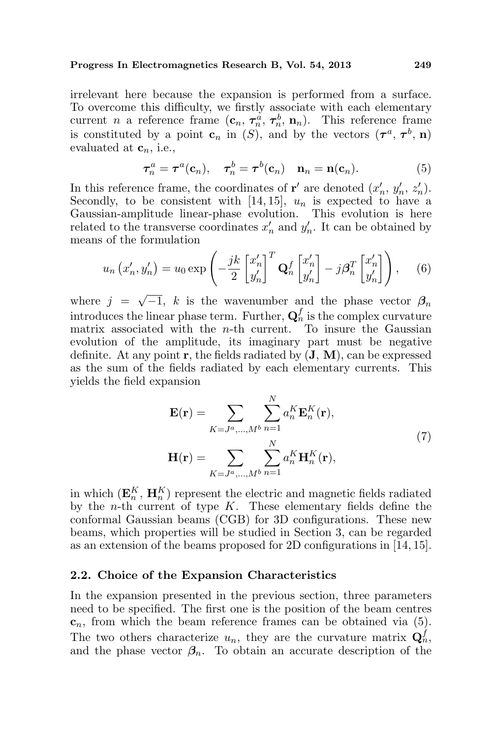irrelevant here because the expansion is performed from a surface. To overcome this difficulty, we firstly associate with each elementary current $n$ a reference frame ($\mathbf{c}_n$, $\boldsymbol{\tau}_n^a$, $\boldsymbol{\tau}_n^b$, $\mathbf{n}_n$). This reference frame is constituted by a point $\mathbf{c}_n$ in ($S$), and by the vectors ($\boldsymbol{\tau}^a$, $\boldsymbol{\tau}^b$, $\mathbf{n}$) evaluated at $\mathbf{c}_n$, i.e.,

$$\boldsymbol{\tau}_n^a = \boldsymbol{\tau}^a(\mathbf{c}_n), \quad \boldsymbol{\tau}_n^b = \boldsymbol{\tau}^b(\mathbf{c}_n) \quad \mathbf{n}_n = \mathbf{n}(\mathbf{c}_n). \tag{5}$$

In this reference frame, the coordinates of $\mathbf{r}'$ are denoted ($x_n'$, $y_n'$, $z_n'$). Secondly, to be consistent with [14, 15], $u_n$ is expected to have a Gaussian-amplitude linear-phase evolution. This evolution is here related to the transverse coordinates $x_n'$ and $y_n'$. It can be obtained by means of the formulation

$$u_n\left(x_n', y_n'\right) = u_0 \exp\left(-\frac{jk}{2}\begin{bmatrix} x_n' \\ y_n' \end{bmatrix}^T \mathbf{Q}_n^f \begin{bmatrix} x_n' \\ y_n' \end{bmatrix} - j\boldsymbol{\beta}_n^T \begin{bmatrix} x_n' \\ y_n' \end{bmatrix}\right), \tag{6}$$

where $j = \sqrt{-1}$, $k$ is the wavenumber and the phase vector $\boldsymbol{\beta}_n$ introduces the linear phase term. Further, $\mathbf{Q}_n^f$ is the complex curvature matrix associated with the $n$-th current. To insure the Gaussian evolution of the amplitude, its imaginary part must be negative definite. At any point $\mathbf{r}$, the fields radiated by ($\mathbf{J}$, $\mathbf{M}$), can be expressed as the sum of the fields radiated by each elementary currents. This yields the field expansion

$$\begin{aligned} \mathbf{E}(\mathbf{r}) &= \sum_{K=J^a,\ldots,M^b} \sum_{n=1}^{N} a_n^K \mathbf{E}_n^K(\mathbf{r}), \\ \mathbf{H}(\mathbf{r}) &= \sum_{K=J^a,\ldots,M^b} \sum_{n=1}^{N} a_n^K \mathbf{H}_n^K(\mathbf{r}), \end{aligned} \tag{7}$$

in which ($\mathbf{E}_n^K$, $\mathbf{H}_n^K$) represent the electric and magnetic fields radiated by the $n$-th current of type $K$. These elementary fields define the conformal Gaussian beams (CGB) for 3D configurations. These new beams, which properties will be studied in Section 3, can be regarded as an extension of the beams proposed for 2D configurations in [14, 15].

### 2.2. Choice of the Expansion Characteristics

In the expansion presented in the previous section, three parameters need to be specified. The first one is the position of the beam centres $\mathbf{c}_n$, from which the beam reference frames can be obtained via (5). The two others characterize $u_n$, they are the curvature matrix $\mathbf{Q}_n^f$, and the phase vector $\boldsymbol{\beta}_n$. To obtain an accurate description of the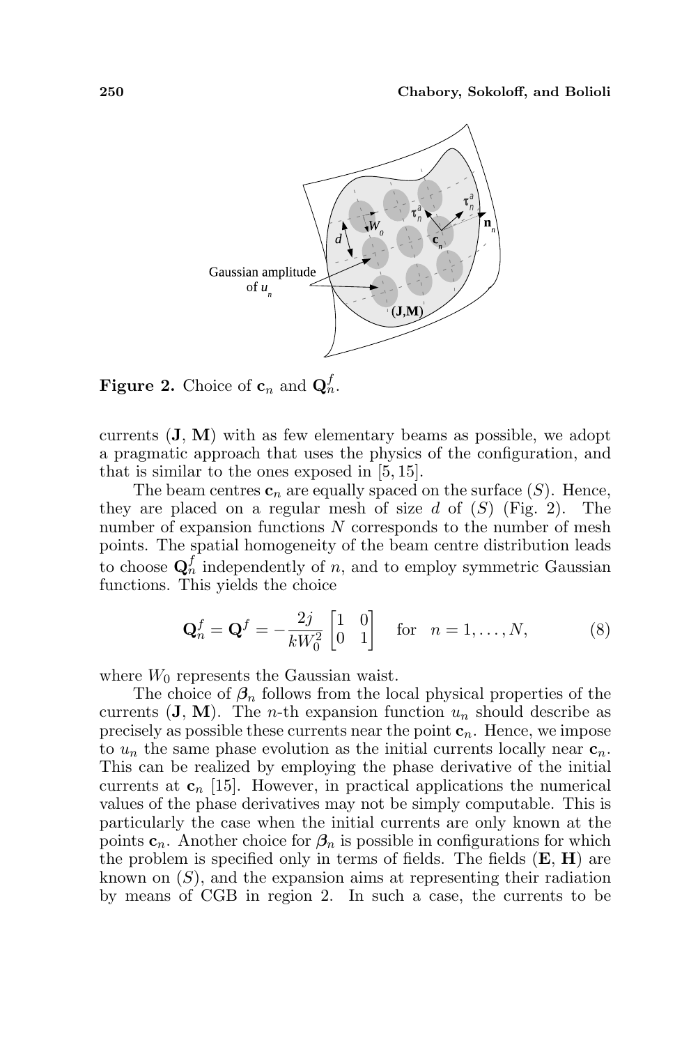**Figure 2.** Choice of $\mathbf{c}_n$ and $\mathbf{Q}_n^f$.

currents ($\mathbf{J}$, $\mathbf{M}$) with as few elementary beams as possible, we adopt a pragmatic approach that uses the physics of the configuration, and that is similar to the ones exposed in [5, 15].

The beam centres $\mathbf{c}_n$ are equally spaced on the surface $(S)$. Hence, they are placed on a regular mesh of size $d$ of $(S)$ (Fig. 2). The number of expansion functions $N$ corresponds to the number of mesh points. The spatial homogeneity of the beam centre distribution leads to choose $\mathbf{Q}_n^f$ independently of $n$, and to employ symmetric Gaussian functions. This yields the choice

$$\mathbf{Q}_n^f = \mathbf{Q}^f = -\frac{2j}{kW_0^2}\begin{bmatrix} 1 & 0 \\ 0 & 1 \end{bmatrix} \quad \text{for} \quad n = 1, \ldots, N, \tag{8}$$

where $W_0$ represents the Gaussian waist.

The choice of $\boldsymbol{\beta}_n$ follows from the local physical properties of the currents ($\mathbf{J}$, $\mathbf{M}$). The $n$-th expansion function $u_n$ should describe as precisely as possible these currents near the point $\mathbf{c}_n$. Hence, we impose to $u_n$ the same phase evolution as the initial currents locally near $\mathbf{c}_n$. This can be realized by employing the phase derivative of the initial currents at $\mathbf{c}_n$ [15]. However, in practical applications the numerical values of the phase derivatives may not be simply computable. This is particularly the case when the initial currents are only known at the points $\mathbf{c}_n$. Another choice for $\boldsymbol{\beta}_n$ is possible in configurations for which the problem is specified only in terms of fields. The fields ($\mathbf{E}$, $\mathbf{H}$) are known on $(S)$, and the expansion aims at representing their radiation by means of CGB in region 2. In such a case, the currents to be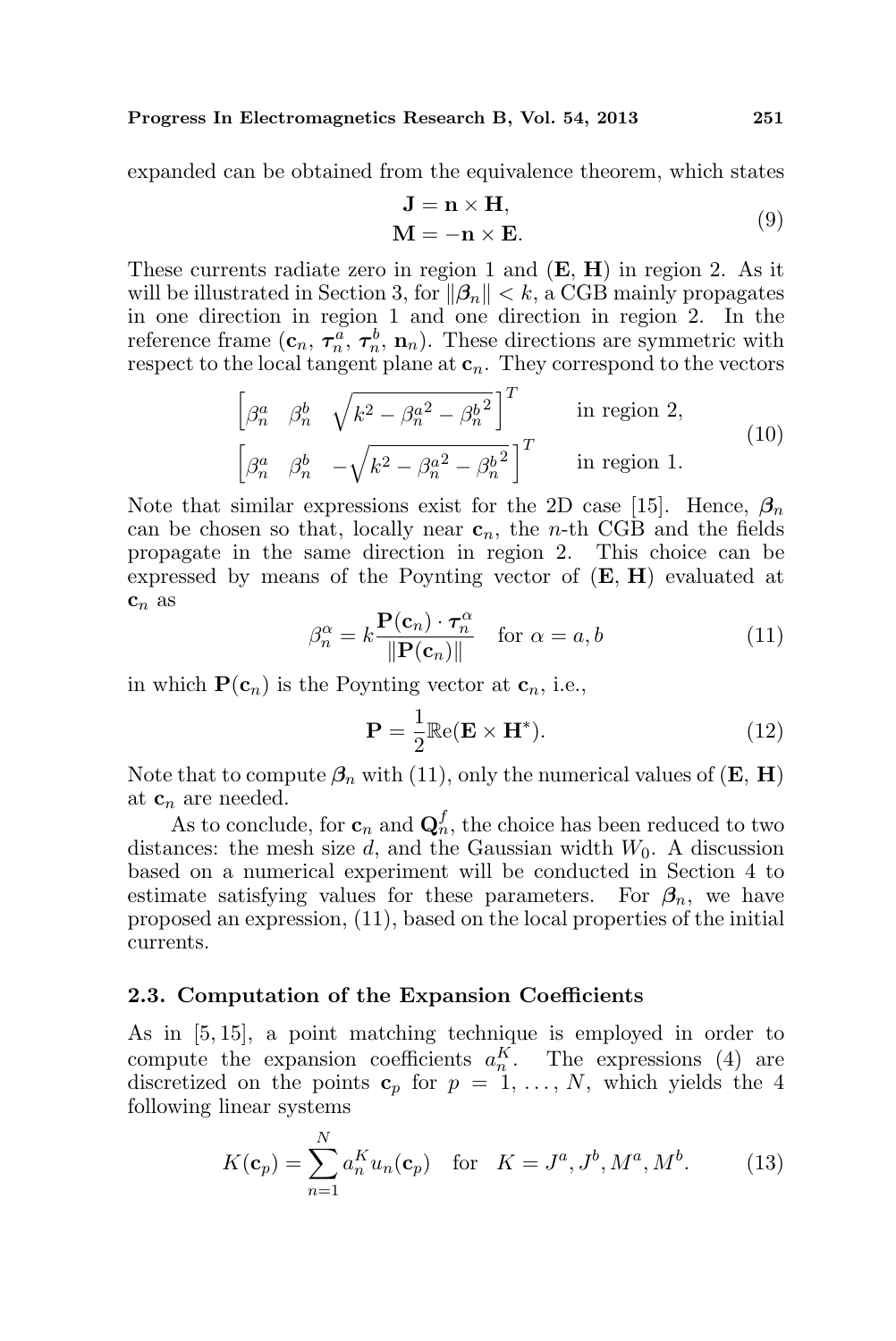expanded can be obtained from the equivalence theorem, which states

$$\begin{aligned}\mathbf{J} &= \mathbf{n} \times \mathbf{H}, \\ \mathbf{M} &= -\mathbf{n} \times \mathbf{E}.\end{aligned} \tag{9}$$

These currents radiate zero in region 1 and ($\mathbf{E}$, $\mathbf{H}$) in region 2. As it will be illustrated in Section 3, for $\|\boldsymbol{\beta}_n\| < k$, a CGB mainly propagates in one direction in region 1 and one direction in region 2. In the reference frame ($\mathbf{c}_n$, $\boldsymbol{\tau}_n^a$, $\boldsymbol{\tau}_n^b$, $\mathbf{n}_n$). These directions are symmetric with respect to the local tangent plane at $\mathbf{c}_n$. They correspond to the vectors

$$\begin{aligned}&\left[\beta_n^a \quad \beta_n^b \quad \sqrt{k^2 - {\beta_n^a}^2 - {\beta_n^b}^2}\right]^T \qquad \text{in region 2,} \\ &\left[\beta_n^a \quad \beta_n^b \quad -\sqrt{k^2 - {\beta_n^a}^2 - {\beta_n^b}^2}\right]^T \qquad \text{in region 1.}\end{aligned} \tag{10}$$

Note that similar expressions exist for the 2D case [15]. Hence, $\boldsymbol{\beta}_n$ can be chosen so that, locally near $\mathbf{c}_n$, the $n$-th CGB and the fields propagate in the same direction in region 2. This choice can be expressed by means of the Poynting vector of ($\mathbf{E}$, $\mathbf{H}$) evaluated at $\mathbf{c}_n$ as

$$\beta_n^\alpha = k \frac{\mathbf{P}(\mathbf{c}_n) \cdot \boldsymbol{\tau}_n^\alpha}{\|\mathbf{P}(\mathbf{c}_n)\|} \quad \text{for } \alpha = a, b \tag{11}$$

in which $\mathbf{P}(\mathbf{c}_n)$ is the Poynting vector at $\mathbf{c}_n$, i.e.,

$$\mathbf{P} = \frac{1}{2}\mathbb{R}\text{e}(\mathbf{E} \times \mathbf{H}^*). \tag{12}$$

Note that to compute $\boldsymbol{\beta}_n$ with (11), only the numerical values of ($\mathbf{E}$, $\mathbf{H}$) at $\mathbf{c}_n$ are needed.

As to conclude, for $\mathbf{c}_n$ and $\mathbf{Q}_n^f$, the choice has been reduced to two distances: the mesh size $d$, and the Gaussian width $W_0$. A discussion based on a numerical experiment will be conducted in Section 4 to estimate satisfying values for these parameters. For $\boldsymbol{\beta}_n$, we have proposed an expression, (11), based on the local properties of the initial currents.

### 2.3. Computation of the Expansion Coefficients

As in [5, 15], a point matching technique is employed in order to compute the expansion coefficients $a_n^K$. The expressions (4) are discretized on the points $\mathbf{c}_p$ for $p = 1, \ldots, N$, which yields the 4 following linear systems

$$K(\mathbf{c}_p) = \sum_{n=1}^{N} a_n^K u_n(\mathbf{c}_p) \quad \text{for} \quad K = J^a, J^b, M^a, M^b. \tag{13}$$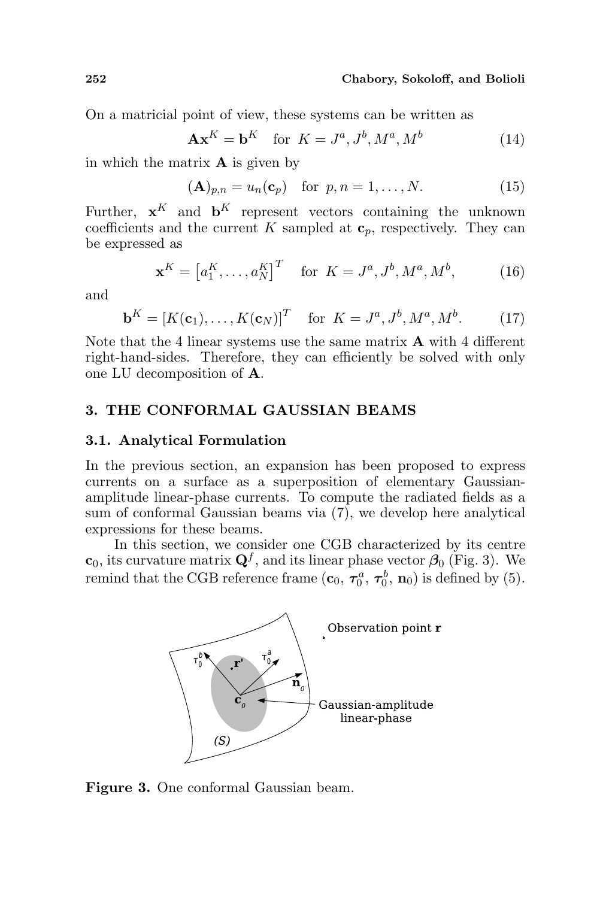On a matricial point of view, these systems can be written as

$$\mathbf{A}\mathbf{x}^K = \mathbf{b}^K \quad \text{for } K = J^a, J^b, M^a, M^b \tag{14}$$

in which the matrix $\mathbf{A}$ is given by

$$(\mathbf{A})_{p,n} = u_n(\mathbf{c}_p) \quad \text{for } p, n = 1, \ldots, N. \tag{15}$$

Further, $\mathbf{x}^K$ and $\mathbf{b}^K$ represent vectors containing the unknown coefficients and the current $K$ sampled at $\mathbf{c}_p$, respectively. They can be expressed as

$$\mathbf{x}^K = \left[a_1^K, \ldots, a_N^K\right]^T \quad \text{for } K = J^a, J^b, M^a, M^b, \tag{16}$$

and

$$\mathbf{b}^K = \left[K(\mathbf{c}_1), \ldots, K(\mathbf{c}_N)\right]^T \quad \text{for } K = J^a, J^b, M^a, M^b. \tag{17}$$

Note that the 4 linear systems use the same matrix $\mathbf{A}$ with 4 different right-hand-sides. Therefore, they can efficiently be solved with only one LU decomposition of $\mathbf{A}$.

## 3. THE CONFORMAL GAUSSIAN BEAMS

### 3.1. Analytical Formulation

In the previous section, an expansion has been proposed to express currents on a surface as a superposition of elementary Gaussian-amplitude linear-phase currents. To compute the radiated fields as a sum of conformal Gaussian beams via (7), we develop here analytical expressions for these beams.

In this section, we consider one CGB characterized by its centre $\mathbf{c}_0$, its curvature matrix $\mathbf{Q}^f$, and its linear phase vector $\boldsymbol{\beta}_0$ (Fig. 3). We remind that the CGB reference frame ($\mathbf{c}_0$, $\boldsymbol{\tau}_0^a$, $\boldsymbol{\tau}_0^b$, $\mathbf{n}_0$) is defined by (5).

**Figure 3.** One conformal Gaussian beam.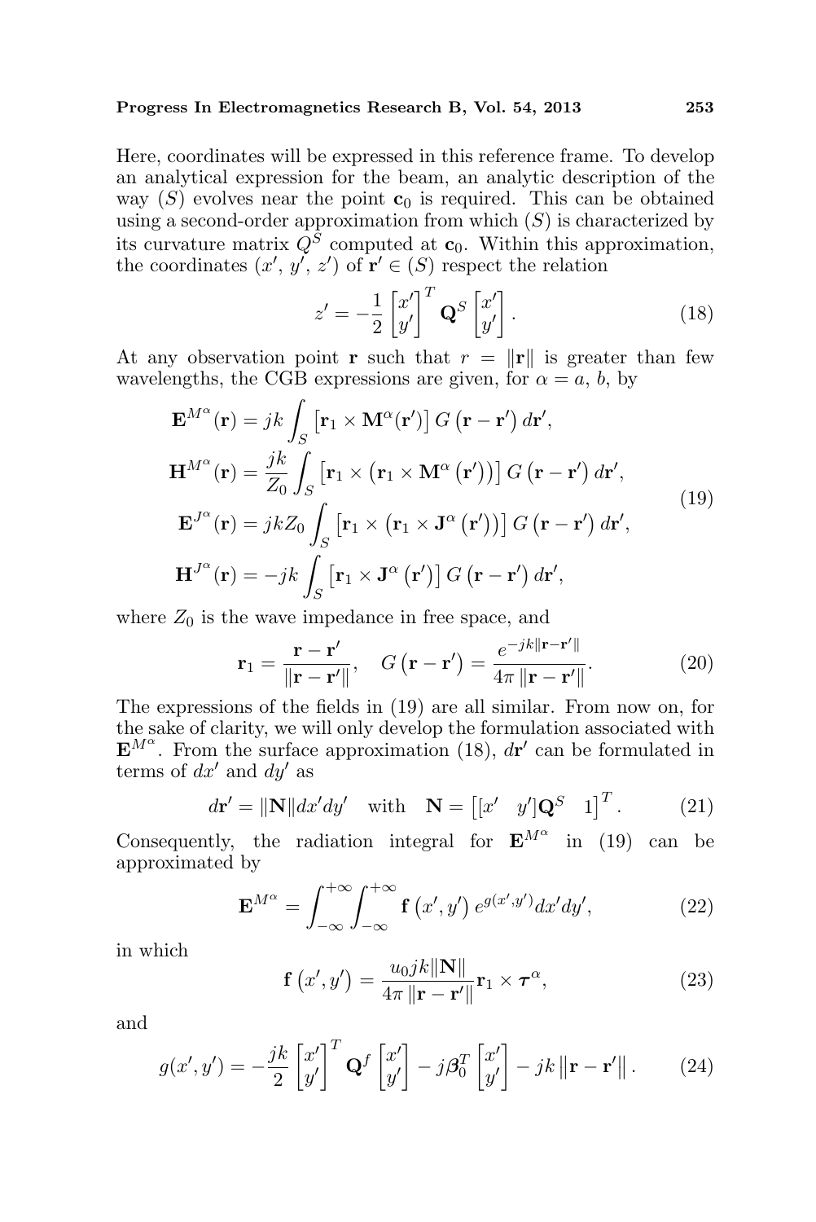Here, coordinates will be expressed in this reference frame. To develop an analytical expression for the beam, an analytic description of the way $(S)$ evolves near the point $\mathbf{c}_0$ is required. This can be obtained using a second-order approximation from which $(S)$ is characterized by its curvature matrix $Q^S$ computed at $\mathbf{c}_0$. Within this approximation, the coordinates $(x', y', z')$ of $\mathbf{r}' \in (S)$ respect the relation

$$z' = -\frac{1}{2}\begin{bmatrix} x' \\ y' \end{bmatrix}^T \mathbf{Q}^S \begin{bmatrix} x' \\ y' \end{bmatrix}. \tag{18}$$

At any observation point $\mathbf{r}$ such that $r = \|\mathbf{r}\|$ is greater than few wavelengths, the CGB expressions are given, for $\alpha = a, b$, by

$$\begin{aligned}
\mathbf{E}^{M^\alpha}(\mathbf{r}) &= jk \int_S \left[\mathbf{r}_1 \times \mathbf{M}^\alpha(\mathbf{r}')\right] G\left(\mathbf{r}-\mathbf{r}'\right) d\mathbf{r}', \\
\mathbf{H}^{M^\alpha}(\mathbf{r}) &= \frac{jk}{Z_0} \int_S \left[\mathbf{r}_1 \times \left(\mathbf{r}_1 \times \mathbf{M}^\alpha\left(\mathbf{r}'\right)\right)\right] G\left(\mathbf{r}-\mathbf{r}'\right) d\mathbf{r}', \\
\mathbf{E}^{J^\alpha}(\mathbf{r}) &= jkZ_0 \int_S \left[\mathbf{r}_1 \times \left(\mathbf{r}_1 \times \mathbf{J}^\alpha\left(\mathbf{r}'\right)\right)\right] G\left(\mathbf{r}-\mathbf{r}'\right) d\mathbf{r}', \\
\mathbf{H}^{J^\alpha}(\mathbf{r}) &= -jk \int_S \left[\mathbf{r}_1 \times \mathbf{J}^\alpha\left(\mathbf{r}'\right)\right] G\left(\mathbf{r}-\mathbf{r}'\right) d\mathbf{r}',
\end{aligned} \tag{19}$$

where $Z_0$ is the wave impedance in free space, and

$$\mathbf{r}_1 = \frac{\mathbf{r}-\mathbf{r}'}{\|\mathbf{r}-\mathbf{r}'\|}, \quad G\left(\mathbf{r}-\mathbf{r}'\right) = \frac{e^{-jk\|\mathbf{r}-\mathbf{r}'\|}}{4\pi\|\mathbf{r}-\mathbf{r}'\|}. \tag{20}$$

The expressions of the fields in (19) are all similar. From now on, for the sake of clarity, we will only develop the formulation associated with $\mathbf{E}^{M^\alpha}$. From the surface approximation (18), $d\mathbf{r}'$ can be formulated in terms of $dx'$ and $dy'$ as

$$d\mathbf{r}' = \|\mathbf{N}\|dx'dy' \quad \text{with} \quad \mathbf{N} = \begin{bmatrix}[x' \quad y']\mathbf{Q}^S \quad 1\end{bmatrix}^T. \tag{21}$$

Consequently, the radiation integral for $\mathbf{E}^{M^\alpha}$ in (19) can be approximated by

$$\mathbf{E}^{M^\alpha} = \int_{-\infty}^{+\infty}\int_{-\infty}^{+\infty} \mathbf{f}\left(x', y'\right) e^{g(x',y')} dx'dy', \tag{22}$$

in which

$$\mathbf{f}\left(x', y'\right) = \frac{u_0 jk\|\mathbf{N}\|}{4\pi\|\mathbf{r}-\mathbf{r}'\|}\mathbf{r}_1 \times \boldsymbol{\tau}^\alpha, \tag{23}$$

and

$$g(x', y') = -\frac{jk}{2}\begin{bmatrix} x' \\ y' \end{bmatrix}^T \mathbf{Q}^f \begin{bmatrix} x' \\ y' \end{bmatrix} - j\boldsymbol{\beta}_0^T \begin{bmatrix} x' \\ y' \end{bmatrix} - jk\left\|\mathbf{r}-\mathbf{r}'\right\|. \tag{24}$$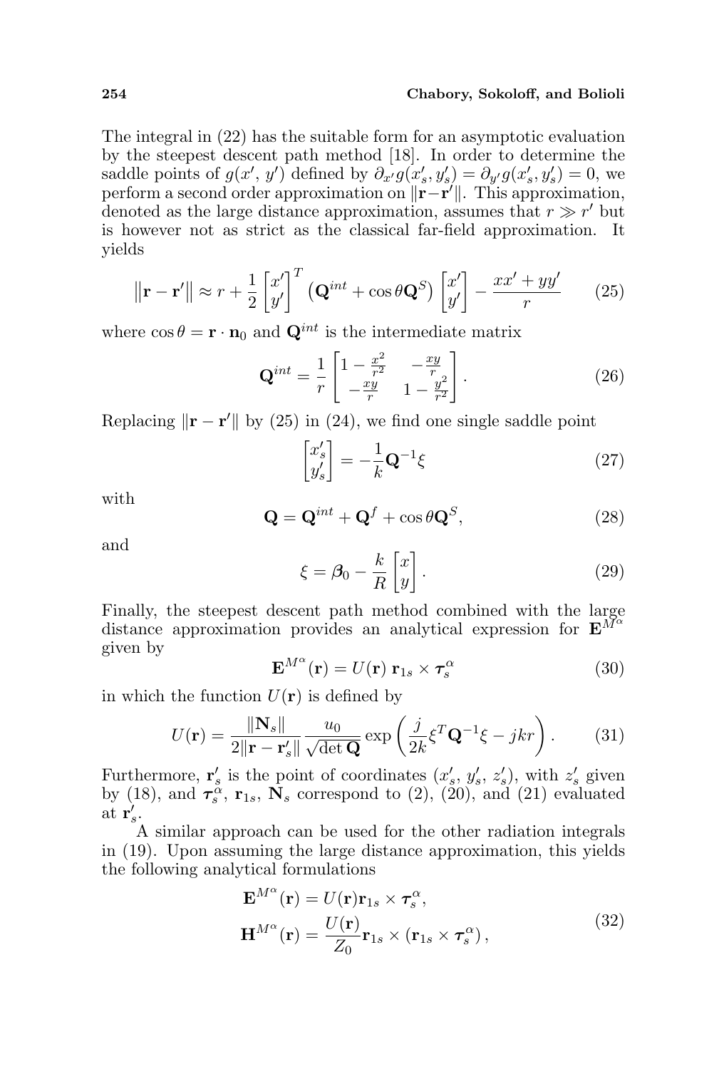The integral in (22) has the suitable form for an asymptotic evaluation by the steepest descent path method [18]. In order to determine the saddle points of $g(x', y')$ defined by $\partial_{x'} g(x'_s, y'_s) = \partial_{y'} g(x'_s, y'_s) = 0$, we perform a second order approximation on $\|\mathbf{r}-\mathbf{r}'\|$. This approximation, denoted as the large distance approximation, assumes that $r \gg r'$ but is however not as strict as the classical far-field approximation. It yields

$$\left\|\mathbf{r} - \mathbf{r}'\right\| \approx r + \frac{1}{2} \begin{bmatrix} x' \\ y' \end{bmatrix}^T \left(\mathbf{Q}^{int} + \cos\theta \mathbf{Q}^S\right) \begin{bmatrix} x' \\ y' \end{bmatrix} - \frac{xx' + yy'}{r} \tag{25}$$

where $\cos\theta = \mathbf{r} \cdot \mathbf{n}_0$ and $\mathbf{Q}^{int}$ is the intermediate matrix

$$\mathbf{Q}^{int} = \frac{1}{r} \begin{bmatrix} 1 - \frac{x^2}{r^2} & -\frac{xy}{r} \\ -\frac{xy}{r} & 1 - \frac{y^2}{r^2} \end{bmatrix}. \tag{26}$$

Replacing $\|\mathbf{r} - \mathbf{r}'\|$ by (25) in (24), we find one single saddle point

$$\begin{bmatrix} x'_s \\ y'_s \end{bmatrix} = -\frac{1}{k} \mathbf{Q}^{-1} \xi \tag{27}$$

with

$$\mathbf{Q} = \mathbf{Q}^{int} + \mathbf{Q}^f + \cos\theta \mathbf{Q}^S, \tag{28}$$

and

$$\xi = \boldsymbol{\beta}_0 - \frac{k}{R} \begin{bmatrix} x \\ y \end{bmatrix}. \tag{29}$$

Finally, the steepest descent path method combined with the large distance approximation provides an analytical expression for $\mathbf{E}^{M^\alpha}$ given by

$$\mathbf{E}^{M^\alpha}(\mathbf{r}) = U(\mathbf{r})\, \mathbf{r}_{1s} \times \boldsymbol{\tau}_s^\alpha \tag{30}$$

in which the function $U(\mathbf{r})$ is defined by

$$U(\mathbf{r}) = \frac{\|\mathbf{N}_s\|}{2\|\mathbf{r} - \mathbf{r}'_s\|} \frac{u_0}{\sqrt{\det \mathbf{Q}}} \exp\left( \frac{j}{2k} \xi^T \mathbf{Q}^{-1} \xi - jkr \right). \tag{31}$$

Furthermore, $\mathbf{r}'_s$ is the point of coordinates $(x'_s, y'_s, z'_s)$, with $z'_s$ given by (18), and $\boldsymbol{\tau}_s^\alpha$, $\mathbf{r}_{1s}$, $\mathbf{N}_s$ correspond to (2), (20), and (21) evaluated at $\mathbf{r}'_s$.

A similar approach can be used for the other radiation integrals in (19). Upon assuming the large distance approximation, this yields the following analytical formulations

$$\begin{aligned} \mathbf{E}^{M^\alpha}(\mathbf{r}) &= U(\mathbf{r}) \mathbf{r}_{1s} \times \boldsymbol{\tau}_s^\alpha, \\ \mathbf{H}^{M^\alpha}(\mathbf{r}) &= \frac{U(\mathbf{r})}{Z_0} \mathbf{r}_{1s} \times \left(\mathbf{r}_{1s} \times \boldsymbol{\tau}_s^\alpha\right), \end{aligned} \tag{32}$$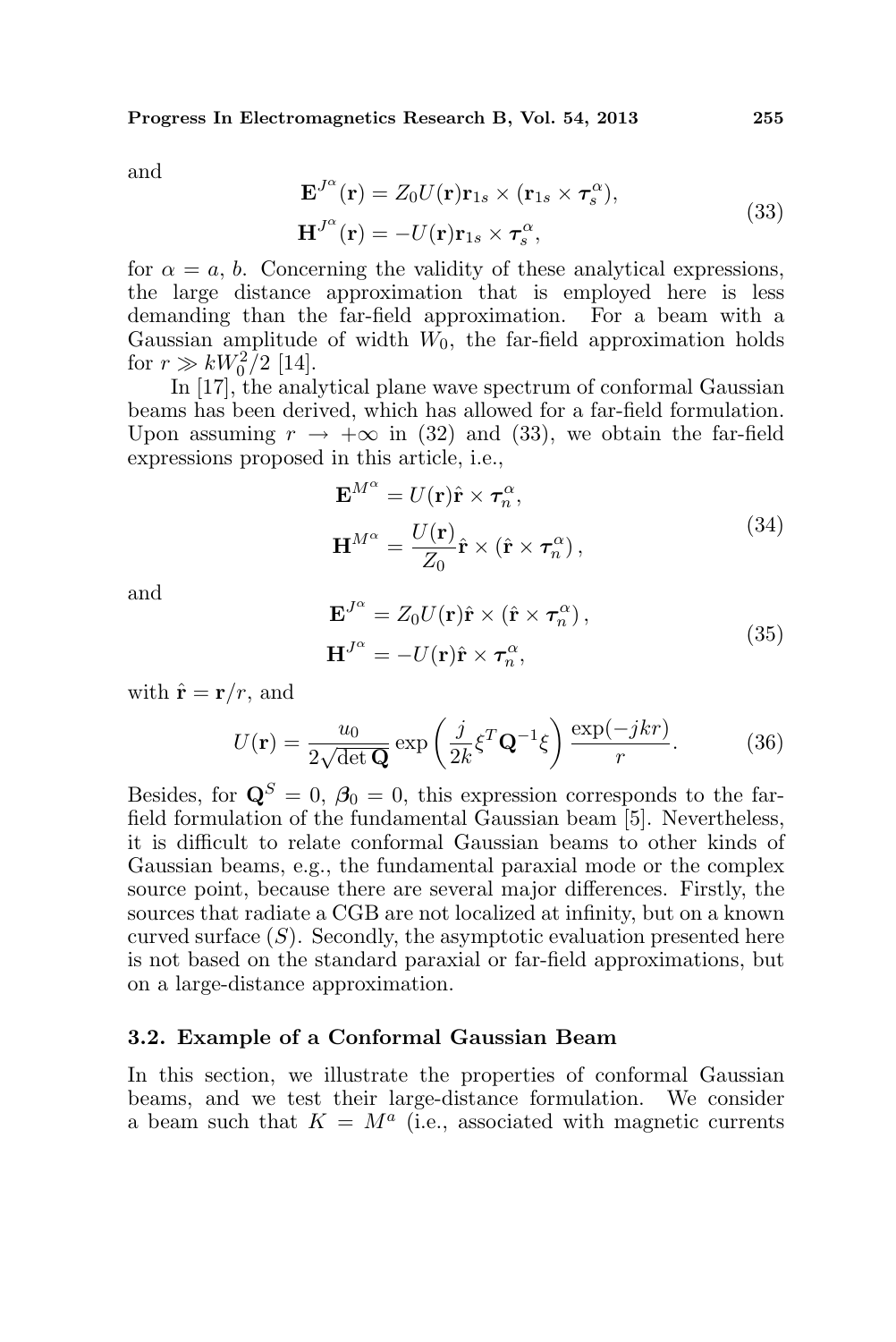and

$$\begin{aligned}
\mathbf{E}^{J^\alpha}(\mathbf{r}) &= Z_0 U(\mathbf{r}) \mathbf{r}_{1s} \times (\mathbf{r}_{1s} \times \boldsymbol{\tau}_s^\alpha), \\
\mathbf{H}^{J^\alpha}(\mathbf{r}) &= -U(\mathbf{r}) \mathbf{r}_{1s} \times \boldsymbol{\tau}_s^\alpha,
\end{aligned} \tag{33}$$

for $\alpha = a, b$. Concerning the validity of these analytical expressions, the large distance approximation that is employed here is less demanding than the far-field approximation. For a beam with a Gaussian amplitude of width $W_0$, the far-field approximation holds for $r \gg kW_0^2/2$ [14].

In [17], the analytical plane wave spectrum of conformal Gaussian beams has been derived, which has allowed for a far-field formulation. Upon assuming $r \to +\infty$ in (32) and (33), we obtain the far-field expressions proposed in this article, i.e.,

$$\begin{aligned}
\mathbf{E}^{M^\alpha} &= U(\mathbf{r}) \hat{\mathbf{r}} \times \boldsymbol{\tau}_n^\alpha, \\
\mathbf{H}^{M^\alpha} &= \frac{U(\mathbf{r})}{Z_0} \hat{\mathbf{r}} \times (\hat{\mathbf{r}} \times \boldsymbol{\tau}_n^\alpha),
\end{aligned} \tag{34}$$

and

$$\begin{aligned}
\mathbf{E}^{J^\alpha} &= Z_0 U(\mathbf{r}) \hat{\mathbf{r}} \times (\hat{\mathbf{r}} \times \boldsymbol{\tau}_n^\alpha), \\
\mathbf{H}^{J^\alpha} &= -U(\mathbf{r}) \hat{\mathbf{r}} \times \boldsymbol{\tau}_n^\alpha,
\end{aligned} \tag{35}$$

with $\hat{\mathbf{r}} = \mathbf{r}/r$, and

$$U(\mathbf{r}) = \frac{u_0}{2\sqrt{\det \mathbf{Q}}} \exp\left(\frac{j}{2k} \xi^T \mathbf{Q}^{-1} \xi\right) \frac{\exp(-jkr)}{r}. \tag{36}$$

Besides, for $\mathbf{Q}^S = 0$, $\boldsymbol{\beta}_0 = 0$, this expression corresponds to the far-field formulation of the fundamental Gaussian beam [5]. Nevertheless, it is difficult to relate conformal Gaussian beams to other kinds of Gaussian beams, e.g., the fundamental paraxial mode or the complex source point, because there are several major differences. Firstly, the sources that radiate a CGB are not localized at infinity, but on a known curved surface $(S)$. Secondly, the asymptotic evaluation presented here is not based on the standard paraxial or far-field approximations, but on a large-distance approximation.

### 3.2. Example of a Conformal Gaussian Beam

In this section, we illustrate the properties of conformal Gaussian beams, and we test their large-distance formulation. We consider a beam such that $K = M^a$ (i.e., associated with magnetic currents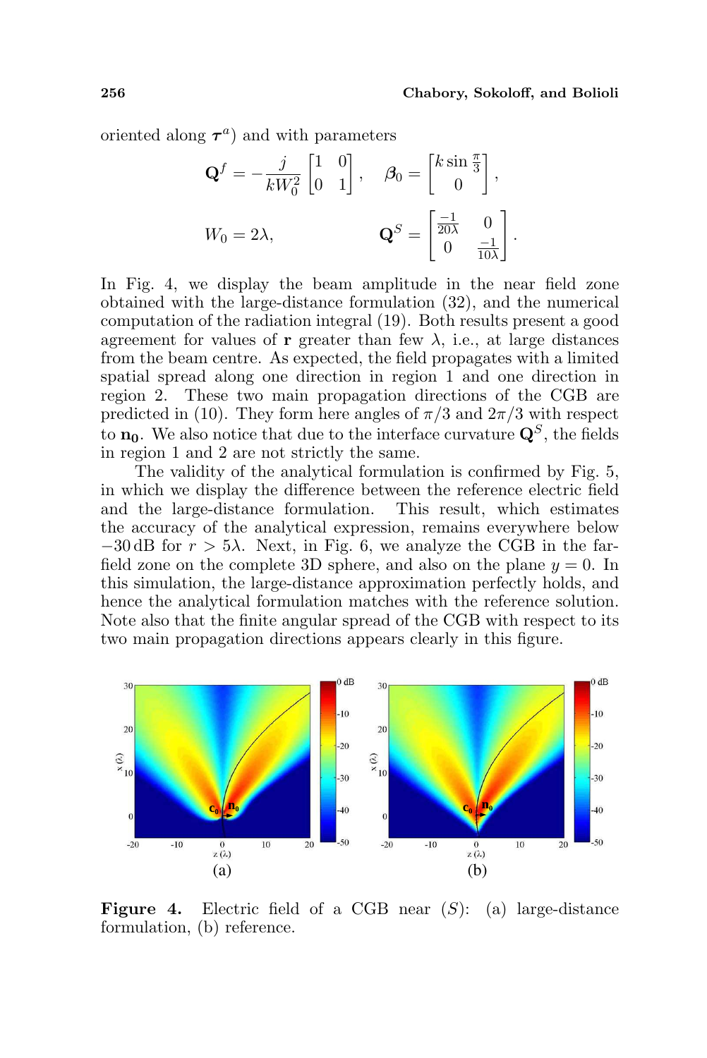oriented along $\boldsymbol{\tau}^a$) and with parameters

$$\mathbf{Q}^f = -\frac{j}{kW_0^2}\begin{bmatrix}1 & 0\\ 0 & 1\end{bmatrix}, \quad \boldsymbol{\beta}_0 = \begin{bmatrix}k\sin\frac{\pi}{3}\\ 0\end{bmatrix},$$

$$W_0 = 2\lambda, \qquad\qquad \mathbf{Q}^S = \begin{bmatrix}\frac{-1}{20\lambda} & 0\\ 0 & \frac{-1}{10\lambda}\end{bmatrix}.$$

In Fig. 4, we display the beam amplitude in the near field zone obtained with the large-distance formulation (32), and the numerical computation of the radiation integral (19). Both results present a good agreement for values of $\mathbf{r}$ greater than few $\lambda$, i.e., at large distances from the beam centre. As expected, the field propagates with a limited spatial spread along one direction in region 1 and one direction in region 2. These two main propagation directions of the CGB are predicted in (10). They form here angles of $\pi/3$ and $2\pi/3$ with respect to $\mathbf{n_0}$. We also notice that due to the interface curvature $\mathbf{Q}^S$, the fields in region 1 and 2 are not strictly the same.

The validity of the analytical formulation is confirmed by Fig. 5, in which we display the difference between the reference electric field and the large-distance formulation. This result, which estimates the accuracy of the analytical expression, remains everywhere below $-30$ dB for $r > 5\lambda$. Next, in Fig. 6, we analyze the CGB in the far-field zone on the complete 3D sphere, and also on the plane $y = 0$. In this simulation, the large-distance approximation perfectly holds, and hence the analytical formulation matches with the reference solution. Note also that the finite angular spread of the CGB with respect to its two main propagation directions appears clearly in this figure.

**Figure 4.** Electric field of a CGB near $(S)$: (a) large-distance formulation, (b) reference.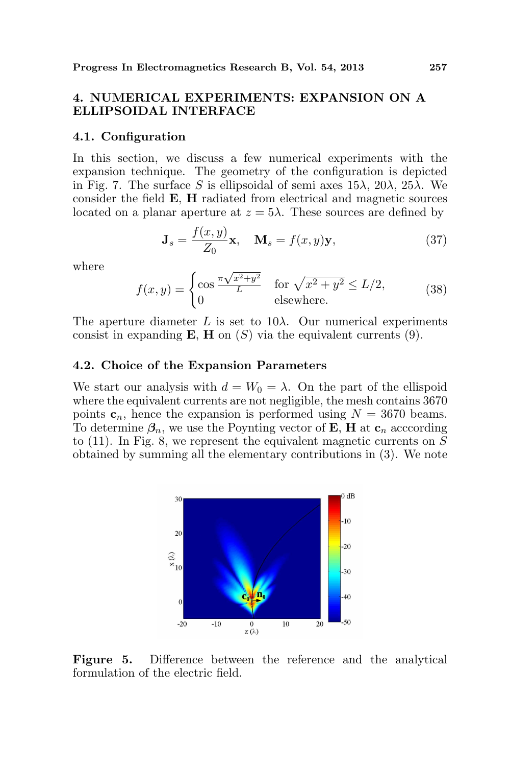## 4. NUMERICAL EXPERIMENTS: EXPANSION ON A ELLIPSOIDAL INTERFACE

### 4.1. Configuration

In this section, we discuss a few numerical experiments with the expansion technique. The geometry of the configuration is depicted in Fig. 7. The surface $S$ is ellipsoidal of semi axes $15\lambda$, $20\lambda$, $25\lambda$. We consider the field $\mathbf{E}$, $\mathbf{H}$ radiated from electrical and magnetic sources located on a planar aperture at $z = 5\lambda$. These sources are defined by

$$\mathbf{J}_s = \frac{f(x,y)}{Z_0}\mathbf{x}, \quad \mathbf{M}_s = f(x,y)\mathbf{y}, \tag{37}$$

where

$$f(x,y) = \begin{cases} \cos\frac{\pi\sqrt{x^2+y^2}}{L} & \text{for } \sqrt{x^2+y^2} \leq L/2, \\ 0 & \text{elsewhere.} \end{cases} \tag{38}$$

The aperture diameter $L$ is set to $10\lambda$. Our numerical experiments consist in expanding $\mathbf{E}$, $\mathbf{H}$ on $(S)$ via the equivalent currents (9).

### 4.2. Choice of the Expansion Parameters

We start our analysis with $d = W_0 = \lambda$. On the part of the ellipsoid where the equivalent currents are not negligible, the mesh contains 3670 points $\mathbf{c}_n$, hence the expansion is performed using $N = 3670$ beams. To determine $\boldsymbol{\beta}_n$, we use the Poynting vector of $\mathbf{E}$, $\mathbf{H}$ at $\mathbf{c}_n$ acccording to (11). In Fig. 8, we represent the equivalent magnetic currents on $S$ obtained by summing all the elementary contributions in (3). We note

**Figure 5.** Difference between the reference and the analytical formulation of the electric field.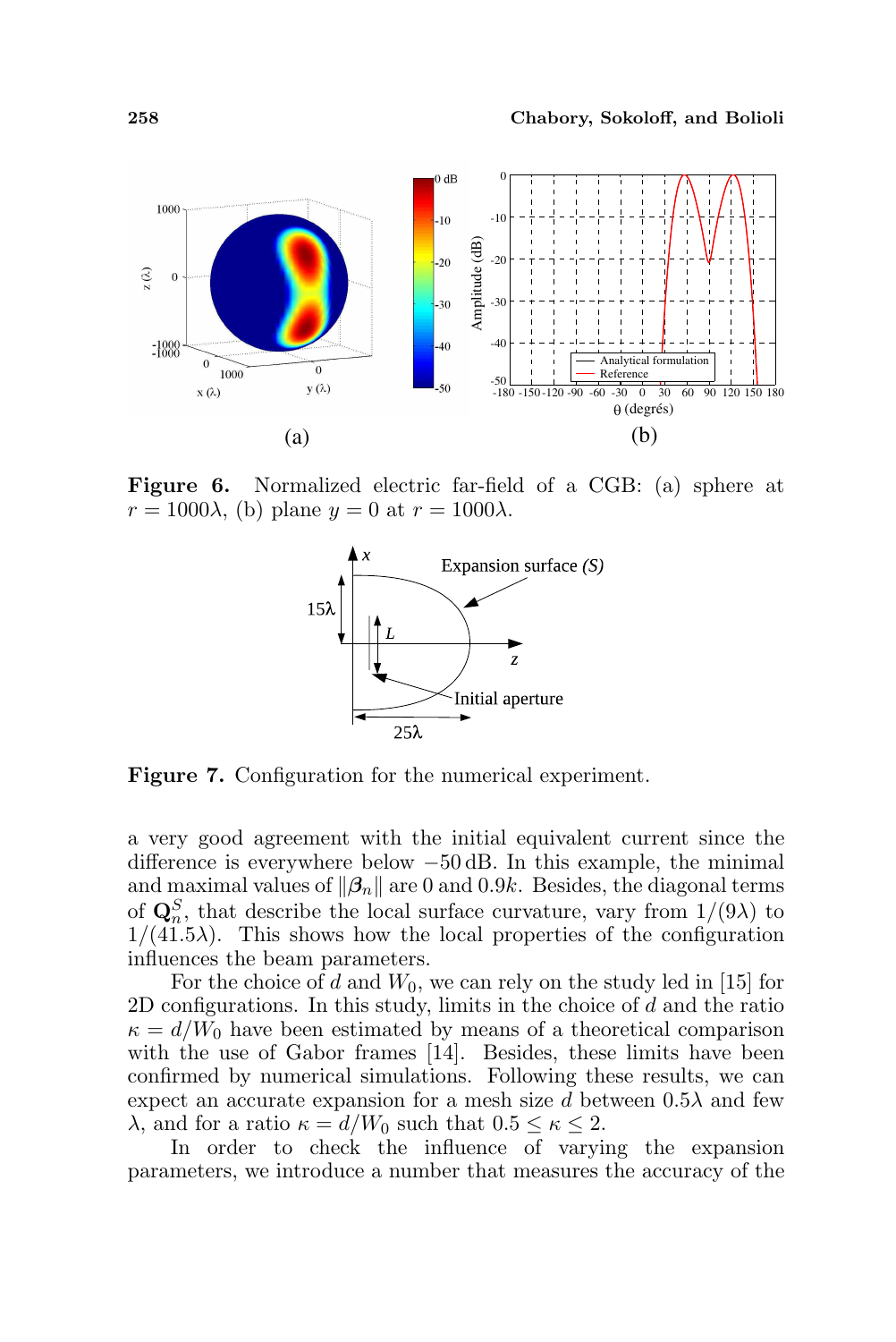**Figure 6.** Normalized electric far-field of a CGB: (a) sphere at $r = 1000\lambda$, (b) plane $y = 0$ at $r = 1000\lambda$.

**Figure 7.** Configuration for the numerical experiment.

a very good agreement with the initial equivalent current since the difference is everywhere below $-50\,\mathrm{dB}$. In this example, the minimal and maximal values of $\|\boldsymbol{\beta}_n\|$ are 0 and $0.9k$. Besides, the diagonal terms of $\mathbf{Q}_n^S$, that describe the local surface curvature, vary from $1/(9\lambda)$ to $1/(41.5\lambda)$. This shows how the local properties of the configuration influences the beam parameters.

For the choice of $d$ and $W_0$, we can rely on the study led in [15] for 2D configurations. In this study, limits in the choice of $d$ and the ratio $\kappa = d/W_0$ have been estimated by means of a theoretical comparison with the use of Gabor frames [14]. Besides, these limits have been confirmed by numerical simulations. Following these results, we can expect an accurate expansion for a mesh size $d$ between $0.5\lambda$ and few $\lambda$, and for a ratio $\kappa = d/W_0$ such that $0.5 \leq \kappa \leq 2$.

In order to check the influence of varying the expansion parameters, we introduce a number that measures the accuracy of the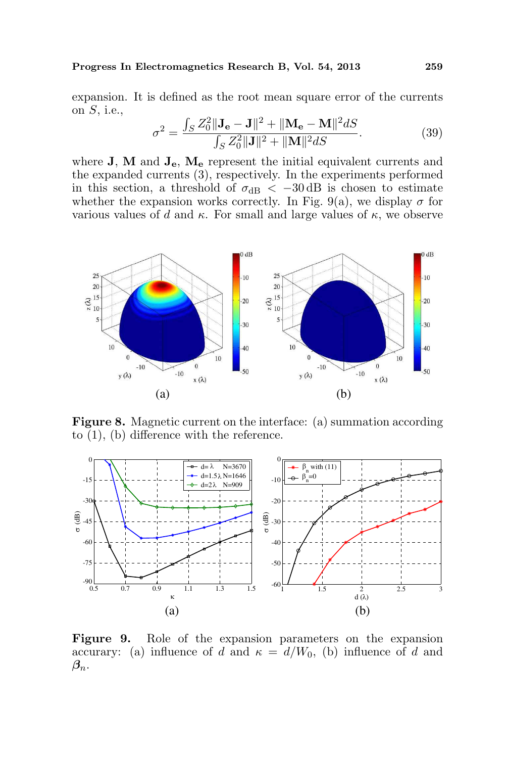expansion. It is defined as the root mean square error of the currents on $S$, i.e.,

$$\sigma^2 = \frac{\int_S Z_0^2 \|\mathbf{J_e} - \mathbf{J}\|^2 + \|\mathbf{M_e} - \mathbf{M}\|^2 dS}{\int_S Z_0^2 \|\mathbf{J}\|^2 + \|\mathbf{M}\|^2 dS}. \tag{39}$$

where $\mathbf{J}$, $\mathbf{M}$ and $\mathbf{J_e}$, $\mathbf{M_e}$ represent the initial equivalent currents and the expanded currents (3), respectively. In the experiments performed in this section, a threshold of $\sigma_{\text{dB}} < -30\,\text{dB}$ is chosen to estimate whether the expansion works correctly. In Fig. 9(a), we display $\sigma$ for various values of $d$ and $\kappa$. For small and large values of $\kappa$, we observe

**Figure 8.** Magnetic current on the interface: (a) summation according to (1), (b) difference with the reference.

**Figure 9.** Role of the expansion parameters on the expansion accurary: (a) influence of $d$ and $\kappa = d/W_0$, (b) influence of $d$ and $\boldsymbol{\beta}_n$.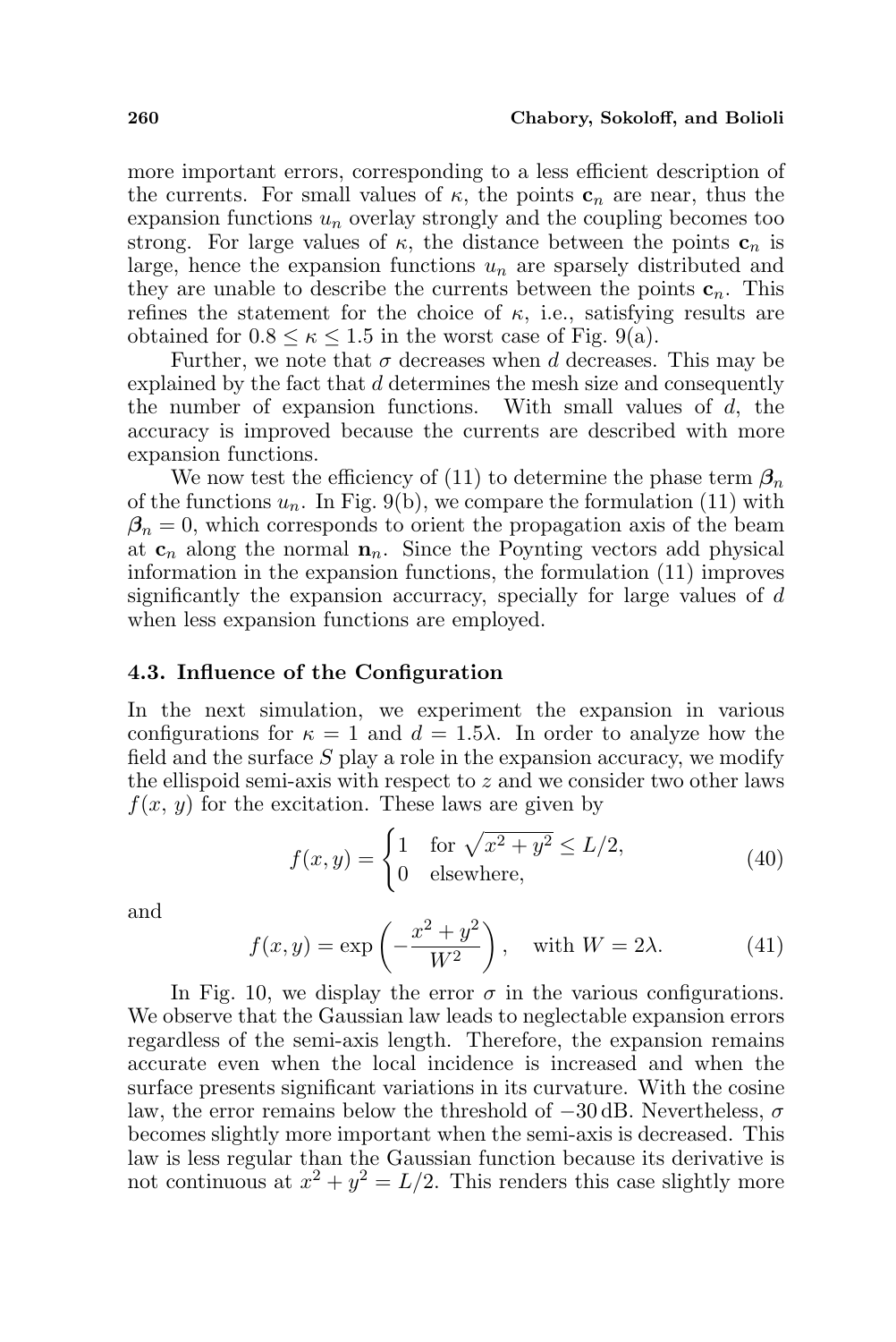more important errors, corresponding to a less efficient description of the currents. For small values of $\kappa$, the points $\mathbf{c}_n$ are near, thus the expansion functions $u_n$ overlay strongly and the coupling becomes too strong. For large values of $\kappa$, the distance between the points $\mathbf{c}_n$ is large, hence the expansion functions $u_n$ are sparsely distributed and they are unable to describe the currents between the points $\mathbf{c}_n$. This refines the statement for the choice of $\kappa$, i.e., satisfying results are obtained for $0.8 \leq \kappa \leq 1.5$ in the worst case of Fig. 9(a).

Further, we note that $\sigma$ decreases when $d$ decreases. This may be explained by the fact that $d$ determines the mesh size and consequently the number of expansion functions. With small values of $d$, the accuracy is improved because the currents are described with more expansion functions.

We now test the efficiency of (11) to determine the phase term $\boldsymbol{\beta}_n$ of the functions $u_n$. In Fig. 9(b), we compare the formulation (11) with $\boldsymbol{\beta}_n = 0$, which corresponds to orient the propagation axis of the beam at $\mathbf{c}_n$ along the normal $\mathbf{n}_n$. Since the Poynting vectors add physical information in the expansion functions, the formulation (11) improves significantly the expansion accuracy, specially for large values of $d$ when less expansion functions are employed.

### 4.3. Influence of the Configuration

In the next simulation, we experiment the expansion in various configurations for $\kappa = 1$ and $d = 1.5\lambda$. In order to analyze how the field and the surface $S$ play a role in the expansion accuracy, we modify the ellispoid semi-axis with respect to $z$ and we consider two other laws $f(x, y)$ for the excitation. These laws are given by

$$f(x,y) = \begin{cases} 1 & \text{for } \sqrt{x^2+y^2} \leq L/2, \\ 0 & \text{elsewhere,} \end{cases} \tag{40}$$

and

$$f(x,y) = \exp\left(-\frac{x^2+y^2}{W^2}\right), \quad \text{with } W = 2\lambda. \tag{41}$$

In Fig. 10, we display the error $\sigma$ in the various configurations. We observe that the Gaussian law leads to neglectable expansion errors regardless of the semi-axis length. Therefore, the expansion remains accurate even when the local incidence is increased and when the surface presents significant variations in its curvature. With the cosine law, the error remains below the threshold of $-30\,\text{dB}$. Nevertheless, $\sigma$ becomes slightly more important when the semi-axis is decreased. This law is less regular than the Gaussian function because its derivative is not continuous at $x^2 + y^2 = L/2$. This renders this case slightly more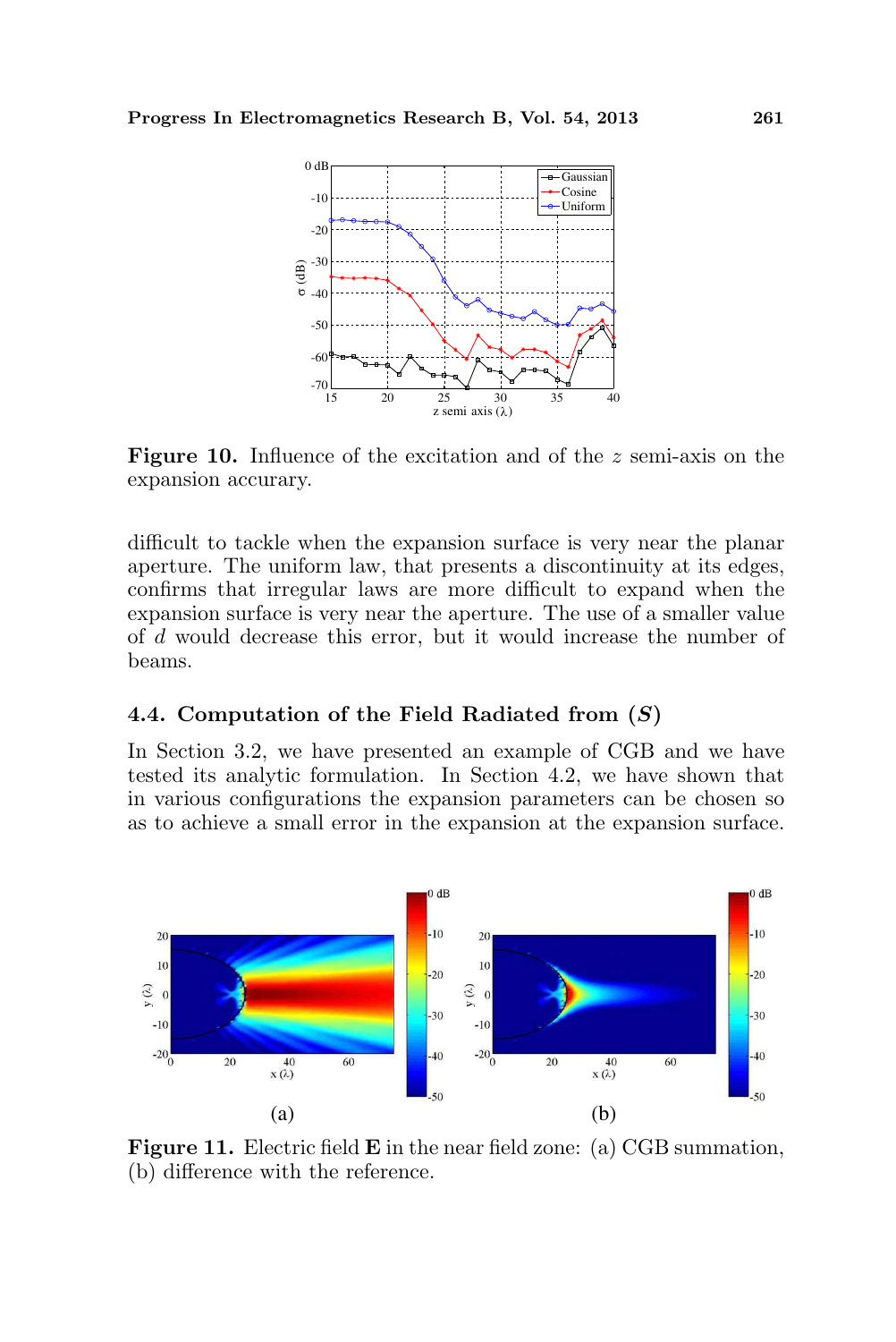Figure 10. Influence of the excitation and of the $z$ semi-axis on the expansion accuracy.

difficult to tackle when the expansion surface is very near the planar aperture. The uniform law, that presents a discontinuity at its edges, confirms that irregular laws are more difficult to expand when the expansion surface is very near the aperture. The use of a smaller value of $d$ would decrease this error, but it would increase the number of beams.

### 4.4. Computation of the Field Radiated from ($S$)

In Section 3.2, we have presented an example of CGB and we have tested its analytic formulation. In Section 4.2, we have shown that in various configurations the expansion parameters can be chosen so as to achieve a small error in the expansion at the expansion surface.

Figure 11. Electric field $\mathbf{E}$ in the near field zone: (a) CGB summation, (b) difference with the reference.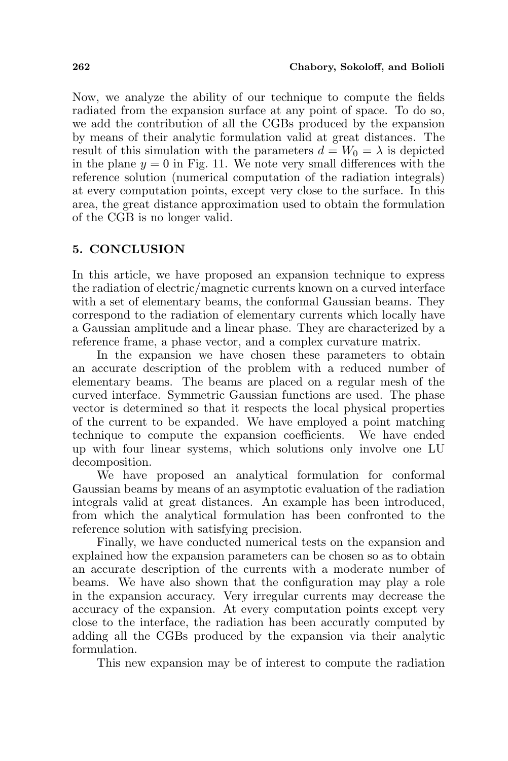Now, we analyze the ability of our technique to compute the fields radiated from the expansion surface at any point of space. To do so, we add the contribution of all the CGBs produced by the expansion by means of their analytic formulation valid at great distances. The result of this simulation with the parameters $d = W_0 = \lambda$ is depicted in the plane $y = 0$ in Fig. 11. We note very small differences with the reference solution (numerical computation of the radiation integrals) at every computation points, except very close to the surface. In this area, the great distance approximation used to obtain the formulation of the CGB is no longer valid.

## 5. CONCLUSION

In this article, we have proposed an expansion technique to express the radiation of electric/magnetic currents known on a curved interface with a set of elementary beams, the conformal Gaussian beams. They correspond to the radiation of elementary currents which locally have a Gaussian amplitude and a linear phase. They are characterized by a reference frame, a phase vector, and a complex curvature matrix.

In the expansion we have chosen these parameters to obtain an accurate description of the problem with a reduced number of elementary beams. The beams are placed on a regular mesh of the curved interface. Symmetric Gaussian functions are used. The phase vector is determined so that it respects the local physical properties of the current to be expanded. We have employed a point matching technique to compute the expansion coefficients. We have ended up with four linear systems, which solutions only involve one LU decomposition.

We have proposed an analytical formulation for conformal Gaussian beams by means of an asymptotic evaluation of the radiation integrals valid at great distances. An example has been introduced, from which the analytical formulation has been confronted to the reference solution with satisfying precision.

Finally, we have conducted numerical tests on the expansion and explained how the expansion parameters can be chosen so as to obtain an accurate description of the currents with a moderate number of beams. We have also shown that the configuration may play a role in the expansion accuracy. Very irregular currents may decrease the accuracy of the expansion. At every computation points except very close to the interface, the radiation has been accuratly computed by adding all the CGBs produced by the expansion via their analytic formulation.

This new expansion may be of interest to compute the radiation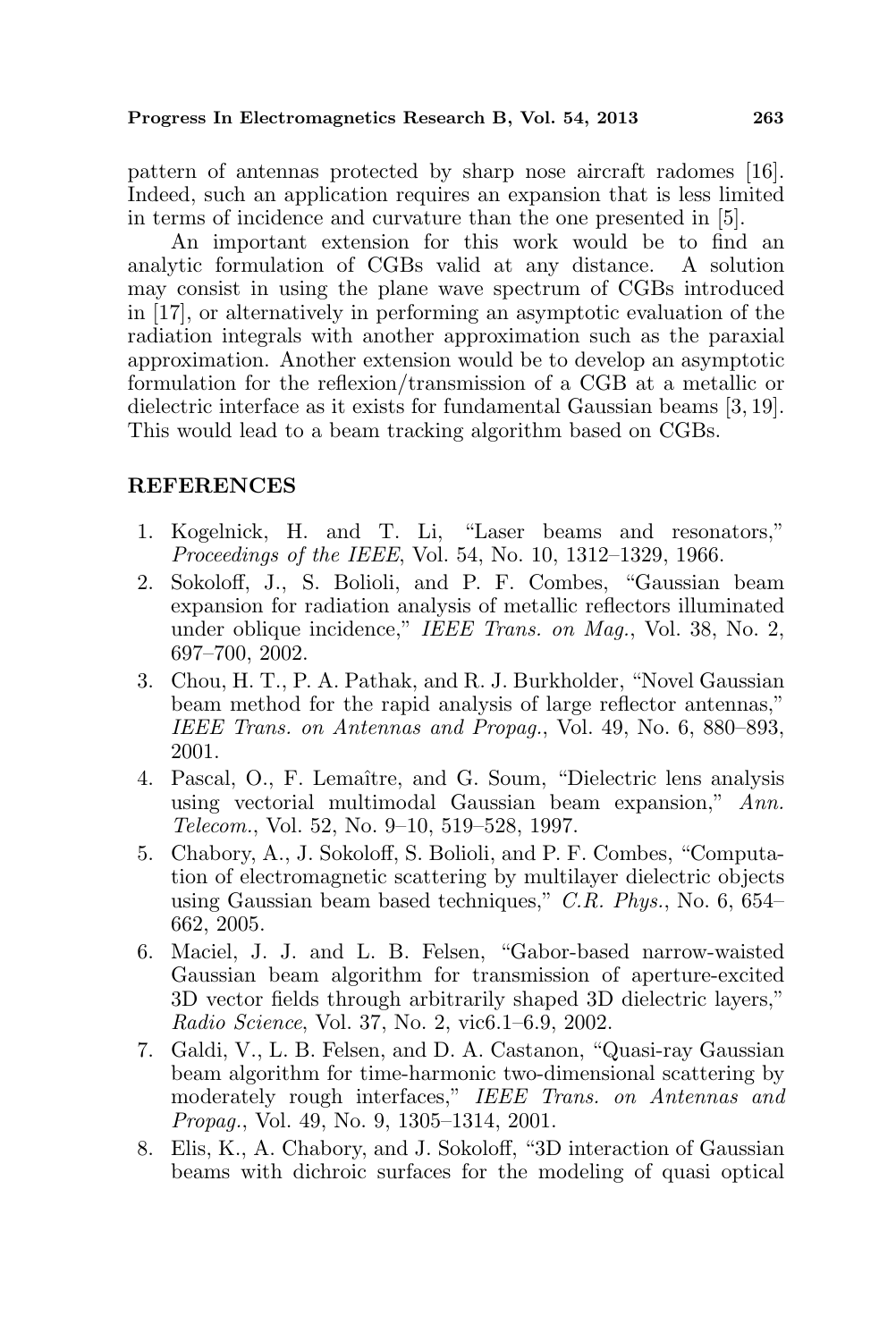pattern of antennas protected by sharp nose aircraft radomes [16]. Indeed, such an application requires an expansion that is less limited in terms of incidence and curvature than the one presented in [5].

An important extension for this work would be to find an analytic formulation of CGBs valid at any distance. A solution may consist in using the plane wave spectrum of CGBs introduced in [17], or alternatively in performing an asymptotic evaluation of the radiation integrals with another approximation such as the paraxial approximation. Another extension would be to develop an asymptotic formulation for the reflexion/transmission of a CGB at a metallic or dielectric interface as it exists for fundamental Gaussian beams [3, 19]. This would lead to a beam tracking algorithm based on CGBs.

## REFERENCES

1. Kogelnick, H. and T. Li, "Laser beams and resonators," *Proceedings of the IEEE*, Vol. 54, No. 10, 1312–1329, 1966.
2. Sokoloff, J., S. Bolioli, and P. F. Combes, "Gaussian beam expansion for radiation analysis of metallic reflectors illuminated under oblique incidence," *IEEE Trans. on Mag.*, Vol. 38, No. 2, 697–700, 2002.
3. Chou, H. T., P. A. Pathak, and R. J. Burkholder, "Novel Gaussian beam method for the rapid analysis of large reflector antennas," *IEEE Trans. on Antennas and Propag.*, Vol. 49, No. 6, 880–893, 2001.
4. Pascal, O., F. Lemaître, and G. Soum, "Dielectric lens analysis using vectorial multimodal Gaussian beam expansion," *Ann. Telecom.*, Vol. 52, No. 9–10, 519–528, 1997.
5. Chabory, A., J. Sokoloff, S. Bolioli, and P. F. Combes, "Computation of electromagnetic scattering by multilayer dielectric objects using Gaussian beam based techniques," *C.R. Phys.*, No. 6, 654–662, 2005.
6. Maciel, J. J. and L. B. Felsen, "Gabor-based narrow-waisted Gaussian beam algorithm for transmission of aperture-excited 3D vector fields through arbitrarily shaped 3D dielectric layers," *Radio Science*, Vol. 37, No. 2, vic6.1–6.9, 2002.
7. Galdi, V., L. B. Felsen, and D. A. Castanon, "Quasi-ray Gaussian beam algorithm for time-harmonic two-dimensional scattering by moderately rough interfaces," *IEEE Trans. on Antennas and Propag.*, Vol. 49, No. 9, 1305–1314, 2001.
8. Elis, K., A. Chabory, and J. Sokoloff, "3D interaction of Gaussian beams with dichroic surfaces for the modeling of quasi optical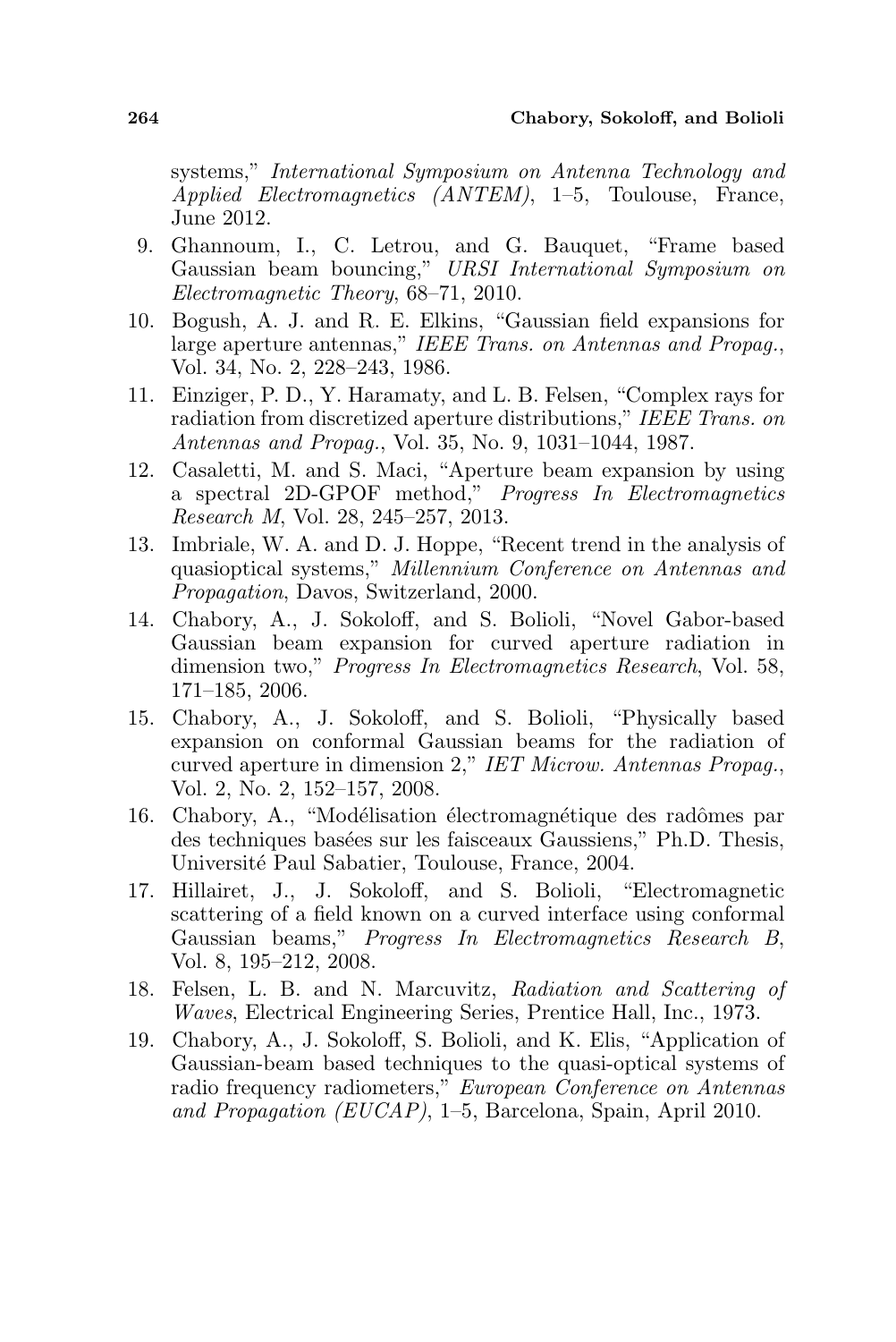systems," *International Symposium on Antenna Technology and Applied Electromagnetics (ANTEM)*, 1–5, Toulouse, France, June 2012.

9. Ghannoum, I., C. Letrou, and G. Bauquet, "Frame based Gaussian beam bouncing," *URSI International Symposium on Electromagnetic Theory*, 68–71, 2010.
10. Bogush, A. J. and R. E. Elkins, "Gaussian field expansions for large aperture antennas," *IEEE Trans. on Antennas and Propag.*, Vol. 34, No. 2, 228–243, 1986.
11. Einziger, P. D., Y. Haramaty, and L. B. Felsen, "Complex rays for radiation from discretized aperture distributions," *IEEE Trans. on Antennas and Propag.*, Vol. 35, No. 9, 1031–1044, 1987.
12. Casaletti, M. and S. Maci, "Aperture beam expansion by using a spectral 2D-GPOF method," *Progress In Electromagnetics Research M*, Vol. 28, 245–257, 2013.
13. Imbriale, W. A. and D. J. Hoppe, "Recent trend in the analysis of quasioptical systems," *Millennium Conference on Antennas and Propagation*, Davos, Switzerland, 2000.
14. Chabory, A., J. Sokoloff, and S. Bolioli, "Novel Gabor-based Gaussian beam expansion for curved aperture radiation in dimension two," *Progress In Electromagnetics Research*, Vol. 58, 171–185, 2006.
15. Chabory, A., J. Sokoloff, and S. Bolioli, "Physically based expansion on conformal Gaussian beams for the radiation of curved aperture in dimension 2," *IET Microw. Antennas Propag.*, Vol. 2, No. 2, 152–157, 2008.
16. Chabory, A., "Modélisation électromagnétique des radômes par des techniques basées sur les faisceaux Gaussiens," Ph.D. Thesis, Université Paul Sabatier, Toulouse, France, 2004.
17. Hillairet, J., J. Sokoloff, and S. Bolioli, "Electromagnetic scattering of a field known on a curved interface using conformal Gaussian beams," *Progress In Electromagnetics Research B*, Vol. 8, 195–212, 2008.
18. Felsen, L. B. and N. Marcuvitz, *Radiation and Scattering of Waves*, Electrical Engineering Series, Prentice Hall, Inc., 1973.
19. Chabory, A., J. Sokoloff, S. Bolioli, and K. Elis, "Application of Gaussian-beam based techniques to the quasi-optical systems of radio frequency radiometers," *European Conference on Antennas and Propagation (EUCAP)*, 1–5, Barcelona, Spain, April 2010.